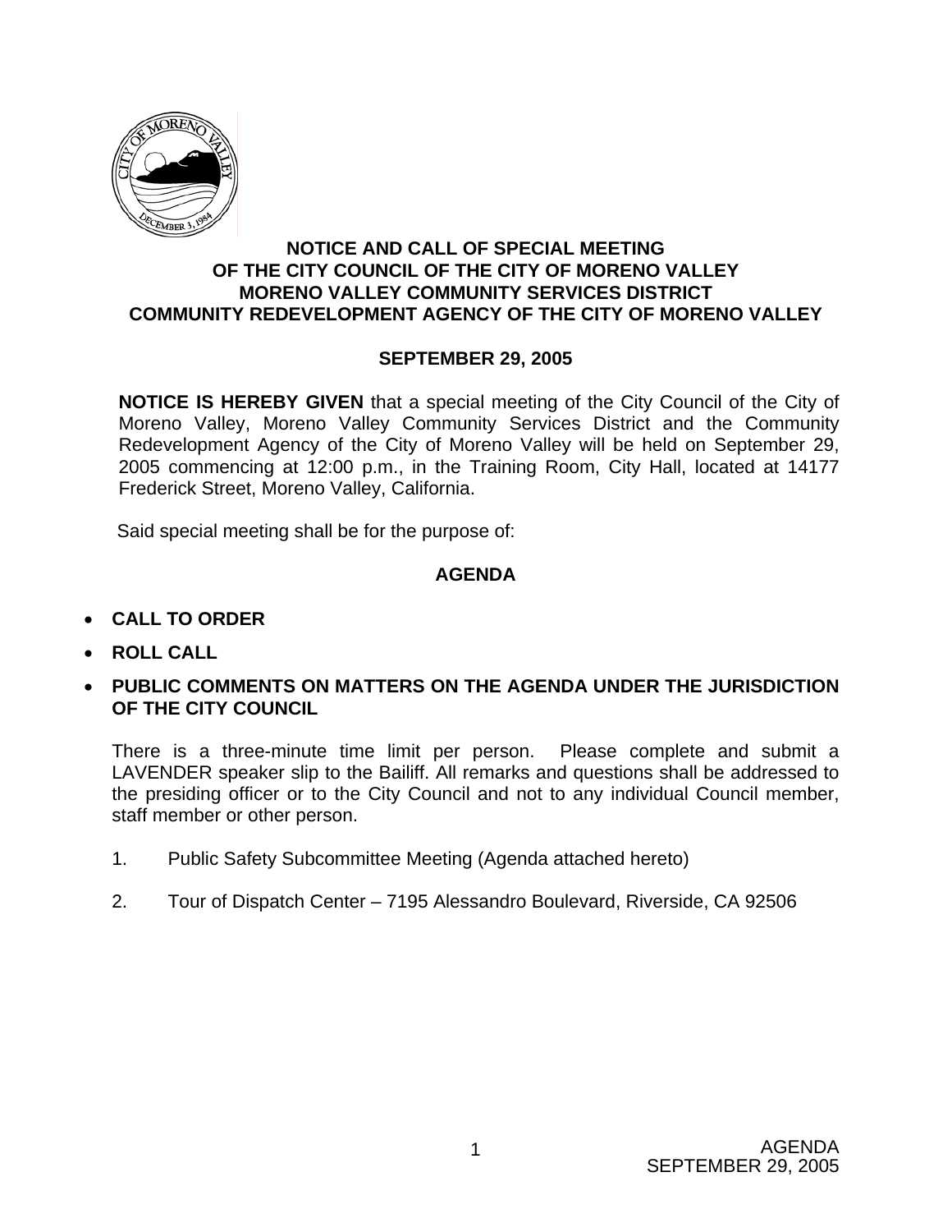**NOTICE AND CALL OF SPECIAL MEETING**
**OF THE CITY COUNCIL OF THE CITY OF MORENO VALLEY**
**MORENO VALLEY COMMUNITY SERVICES DISTRICT**
**COMMUNITY REDEVELOPMENT AGENCY OF THE CITY OF MORENO VALLEY**

**SEPTEMBER 29, 2005**

**NOTICE IS HEREBY GIVEN** that a special meeting of the City Council of the City of Moreno Valley, Moreno Valley Community Services District and the Community Redevelopment Agency of the City of Moreno Valley will be held on September 29, 2005 commencing at 12:00 p.m., in the Training Room, City Hall, located at 14177 Frederick Street, Moreno Valley, California.

Said special meeting shall be for the purpose of:

## AGENDA

- **CALL TO ORDER**
- **ROLL CALL**
- **PUBLIC COMMENTS ON MATTERS ON THE AGENDA UNDER THE JURISDICTION OF THE CITY COUNCIL**

There is a three-minute time limit per person. Please complete and submit a LAVENDER speaker slip to the Bailiff. All remarks and questions shall be addressed to the presiding officer or to the City Council and not to any individual Council member, staff member or other person.

1. Public Safety Subcommittee Meeting (Agenda attached hereto)
2. Tour of Dispatch Center – 7195 Alessandro Boulevard, Riverside, CA 92506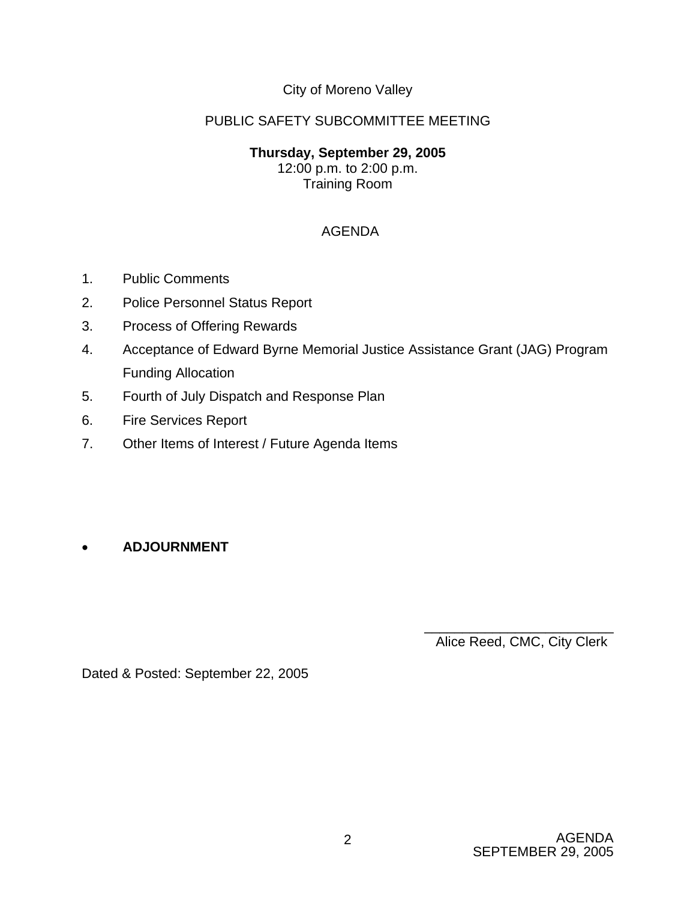City of Moreno Valley

PUBLIC SAFETY SUBCOMMITTEE MEETING

**Thursday, September 29, 2005**
12:00 p.m. to 2:00 p.m.
Training Room

AGENDA

1. Public Comments
2. Police Personnel Status Report
3. Process of Offering Rewards
4. Acceptance of Edward Byrne Memorial Justice Assistance Grant (JAG) Program Funding Allocation
5. Fourth of July Dispatch and Response Plan
6. Fire Services Report
7. Other Items of Interest / Future Agenda Items

- **ADJOURNMENT**

\_\_\_\_\_\_\_\_\_\_\_\_\_\_\_\_\_\_\_\_\_\_\_\_\_\_
Alice Reed, CMC, City Clerk

Dated & Posted: September 22, 2005